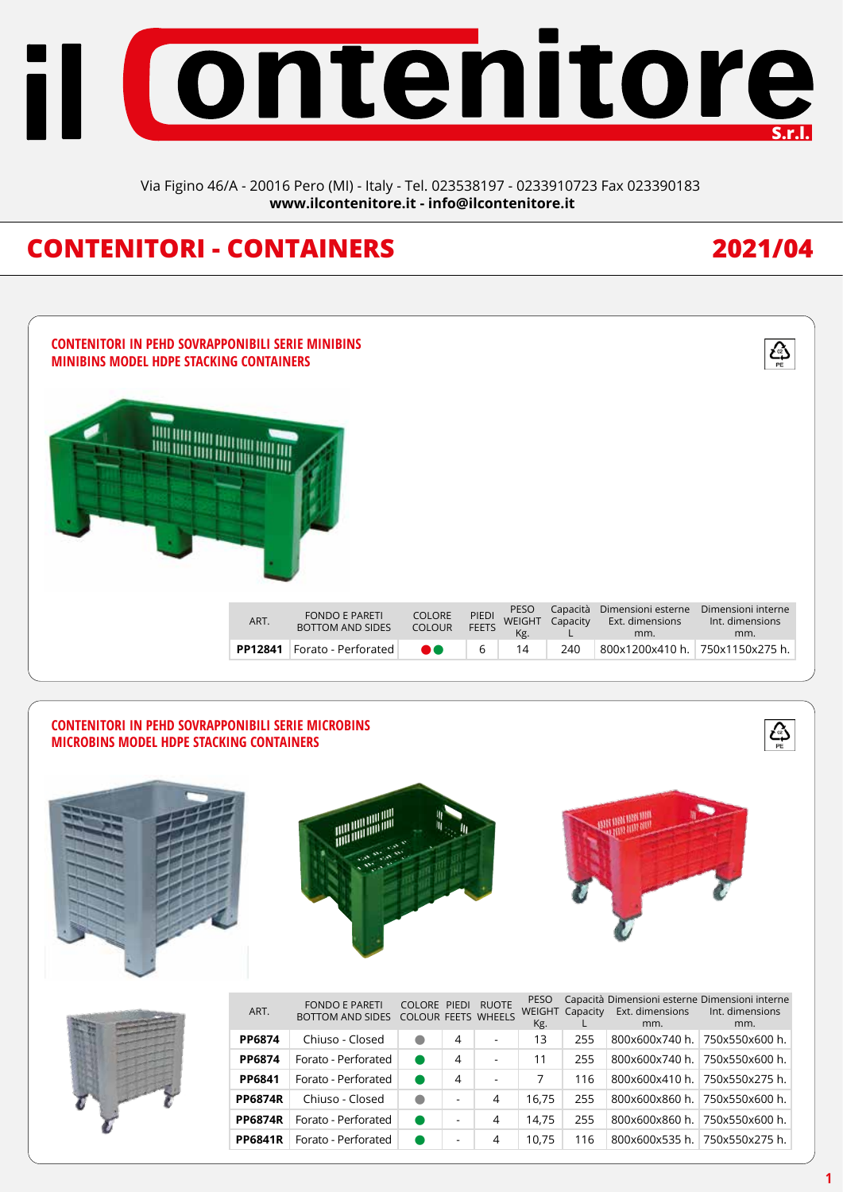# il Contenitore S.r.l.

Via Figino 46/A - 20016 Pero (MI) - Italy - Tel. 023538197 - 0233910723 Fax 023390183
**www.ilcontenitore.it - info@ilcontenitore.it**

## CONTENITORI - CONTAINERS

## 2021/04

### CONTENITORI IN PEHD SOVRAPPONIBILI SERIE MINIBINS
### MINIBINS MODEL HDPE STACKING CONTAINERS

| ART. | FONDO E PARETI BOTTOM AND SIDES | COLORE COLOUR | PIEDI FEETS | PESO WEIGHT Kg. | Capacità Capacity L | Dimensioni esterne Ext. dimensions mm. | Dimensioni interne Int. dimensions mm. |
|---|---|---|---|---|---|---|---|
| **PP12841** | Forato - Perforated | ●● | 6 | 14 | 240 | 800x1200x410 h. | 750x1150x275 h. |

### CONTENITORI IN PEHD SOVRAPPONIBILI SERIE MICROBINS
### MICROBINS MODEL HDPE STACKING CONTAINERS

| ART. | FONDO E PARETI BOTTOM AND SIDES | COLORE COLOUR | PIEDI FEETS | RUOTE WHEELS | PESO WEIGHT Kg. | Capacità Capacity L | Dimensioni esterne Ext. dimensions mm. | Dimensioni interne Int. dimensions mm. |
|---|---|---|---|---|---|---|---|---|
| **PP6874** | Chiuso - Closed | ● | 4 | - | 13 | 255 | 800x600x740 h. | 750x550x600 h. |
| **PP6874** | Forato - Perforated | ● | 4 | - | 11 | 255 | 800x600x740 h. | 750x550x600 h. |
| **PP6841** | Forato - Perforated | ● | 4 | - | 7 | 116 | 800x600x410 h. | 750x550x275 h. |
| **PP6874R** | Chiuso - Closed | ● | - | 4 | 16,75 | 255 | 800x600x860 h. | 750x550x600 h. |
| **PP6874R** | Forato - Perforated | ● | - | 4 | 14,75 | 255 | 800x600x860 h. | 750x550x600 h. |
| **PP6841R** | Forato - Perforated | ● | - | 4 | 10,75 | 116 | 800x600x535 h. | 750x550x275 h. |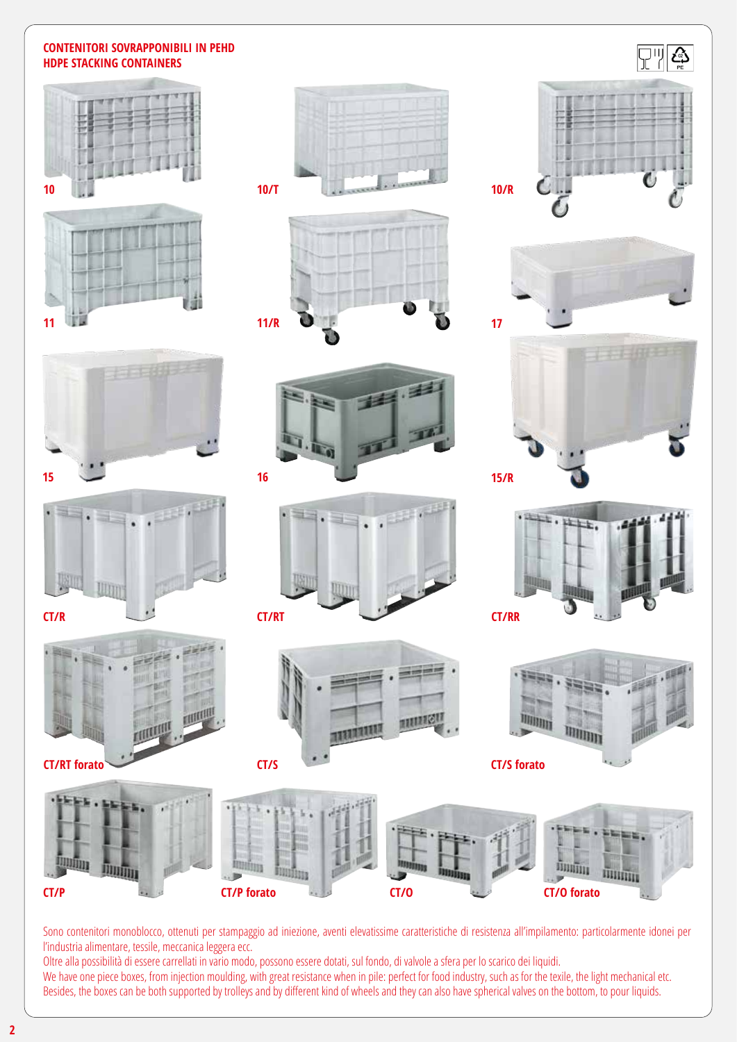## CONTENITORI SOVRAPPONIBILI IN PEHD
## HDPE STACKING CONTAINERS

10

10/T

10/R

11

11/R

17

15

16

15/R

CT/R

CT/RT

CT/RR

CT/RT forato

CT/S

CT/S forato

CT/P

CT/P forato

CT/O

CT/O forato

Sono contenitori monoblocco, ottenuti per stampaggio ad iniezione, aventi elevatissime caratteristiche di resistenza all'impilamento: particolarmente idonei per l'industria alimentare, tessile, meccanica leggera ecc.
Oltre alla possibilità di essere carrellati in vario modo, possono essere dotati, sul fondo, di valvole a sfera per lo scarico dei liquidi.
We have one piece boxes, from injection moulding, with great resistance when in pile: perfect for food industry, such as for the texile, the light mechanical etc.
Besides, the boxes can be both supported by trolleys and by different kind of wheels and they can also have spherical valves on the bottom, to pour liquids.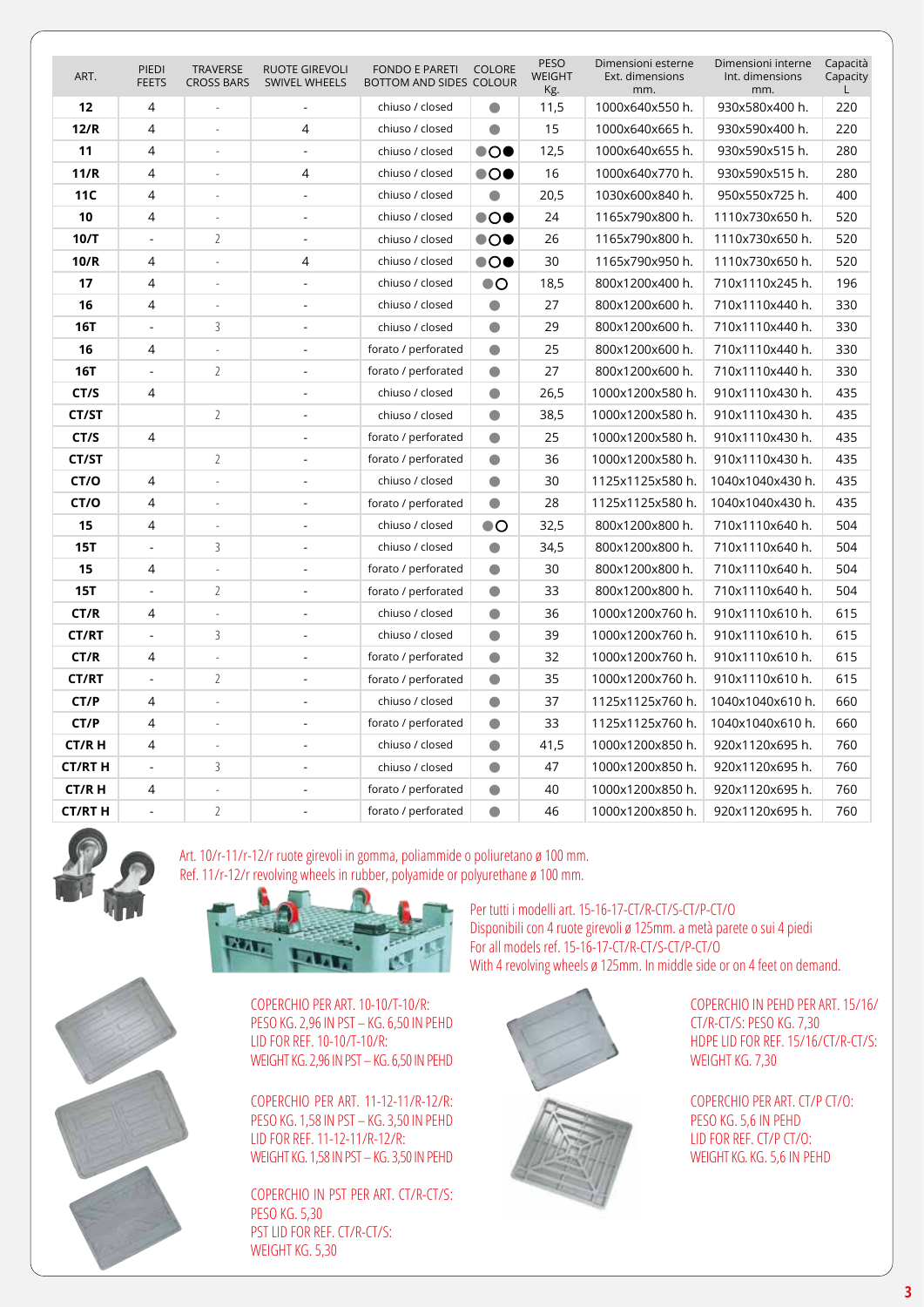| ART. | PIEDI FEETS | TRAVERSE CROSS BARS | RUOTE GIREVOLI SWIVEL WHEELS | FONDO E PARETI BOTTOM AND SIDES | COLORE COLOUR | PESO WEIGHT Kg. | Dimensioni esterne Ext. dimensions mm. | Dimensioni interne Int. dimensions mm. | Capacità Capacity L |
|---|---|---|---|---|---|---|---|---|---|
| **12** | 4 | - | - | chiuso / closed | ● | 11,5 | 1000x640x550 h. | 930x580x400 h. | 220 |
| **12/R** | 4 | - | 4 | chiuso / closed | ● | 15 | 1000x640x665 h. | 930x590x400 h. | 220 |
| **11** | 4 | - | - | chiuso / closed | ●○● | 12,5 | 1000x640x655 h. | 930x590x515 h. | 280 |
| **11/R** | 4 | - | 4 | chiuso / closed | ●○● | 16 | 1000x640x770 h. | 930x590x515 h. | 280 |
| **11C** | 4 | - | - | chiuso / closed | ● | 20,5 | 1030x600x840 h. | 950x550x725 h. | 400 |
| **10** | 4 | - | - | chiuso / closed | ●○● | 24 | 1165x790x800 h. | 1110x730x650 h. | 520 |
| **10/T** | - | 2 | - | chiuso / closed | ●○● | 26 | 1165x790x800 h. | 1110x730x650 h. | 520 |
| **10/R** | 4 | - | 4 | chiuso / closed | ●○● | 30 | 1165x790x950 h. | 1110x730x650 h. | 520 |
| **17** | 4 | - | - | chiuso / closed | ●○ | 18,5 | 800x1200x400 h. | 710x1110x245 h. | 196 |
| **16** | 4 | - | - | chiuso / closed | ● | 27 | 800x1200x600 h. | 710x1110x440 h. | 330 |
| **16T** | - | 3 | - | chiuso / closed | ● | 29 | 800x1200x600 h. | 710x1110x440 h. | 330 |
| **16** | 4 | - | - | forato / perforated | ● | 25 | 800x1200x600 h. | 710x1110x440 h. | 330 |
| **16T** | - | 2 | - | forato / perforated | ● | 27 | 800x1200x600 h. | 710x1110x440 h. | 330 |
| **CT/S** | 4 | | - | chiuso / closed | ● | 26,5 | 1000x1200x580 h. | 910x1110x430 h. | 435 |
| **CT/ST** | | 2 | - | chiuso / closed | ● | 38,5 | 1000x1200x580 h. | 910x1110x430 h. | 435 |
| **CT/S** | 4 | | - | forato / perforated | ● | 25 | 1000x1200x580 h. | 910x1110x430 h. | 435 |
| **CT/ST** | | 2 | - | forato / perforated | ● | 36 | 1000x1200x580 h. | 910x1110x430 h. | 435 |
| **CT/O** | 4 | - | - | chiuso / closed | ● | 30 | 1125x1125x580 h. | 1040x1040x430 h. | 435 |
| **CT/O** | 4 | - | - | forato / perforated | ● | 28 | 1125x1125x580 h. | 1040x1040x430 h. | 435 |
| **15** | 4 | - | - | chiuso / closed | ●○ | 32,5 | 800x1200x800 h. | 710x1110x640 h. | 504 |
| **15T** | - | 3 | - | chiuso / closed | ● | 34,5 | 800x1200x800 h. | 710x1110x640 h. | 504 |
| **15** | 4 | - | - | forato / perforated | ● | 30 | 800x1200x800 h. | 710x1110x640 h. | 504 |
| **15T** | - | 2 | - | forato / perforated | ● | 33 | 800x1200x800 h. | 710x1110x640 h. | 504 |
| **CT/R** | 4 | - | - | chiuso / closed | ● | 36 | 1000x1200x760 h. | 910x1110x610 h. | 615 |
| **CT/RT** | - | 3 | - | chiuso / closed | ● | 39 | 1000x1200x760 h. | 910x1110x610 h. | 615 |
| **CT/R** | 4 | - | - | forato / perforated | ● | 32 | 1000x1200x760 h. | 910x1110x610 h. | 615 |
| **CT/RT** | - | 2 | - | forato / perforated | ● | 35 | 1000x1200x760 h. | 910x1110x610 h. | 615 |
| **CT/P** | 4 | - | - | chiuso / closed | ● | 37 | 1125x1125x760 h. | 1040x1040x610 h. | 660 |
| **CT/P** | 4 | - | - | forato / perforated | ● | 33 | 1125x1125x760 h. | 1040x1040x610 h. | 660 |
| **CT/R H** | 4 | - | - | chiuso / closed | ● | 41,5 | 1000x1200x850 h. | 920x1120x695 h. | 760 |
| **CT/RT H** | - | 3 | - | chiuso / closed | ● | 47 | 1000x1200x850 h. | 920x1120x695 h. | 760 |
| **CT/R H** | 4 | - | - | forato / perforated | ● | 40 | 1000x1200x850 h. | 920x1120x695 h. | 760 |
| **CT/RT H** | - | 2 | - | forato / perforated | ● | 46 | 1000x1200x850 h. | 920x1120x695 h. | 760 |

Art. 10/r-11/r-12/r ruote girevoli in gomma, poliammide o poliuretano ø 100 mm.
Ref. 11/r-12/r revolving wheels in rubber, polyamide or polyurethane ø 100 mm.

Per tutti i modelli art. 15-16-17-CT/R-CT/S-CT/P-CT/O
Disponibili con 4 ruote girevoli ø 125mm. a metà parete o sui 4 piedi
For all models ref. 15-16-17-CT/R-CT/S-CT/P-CT/O
With 4 revolving wheels ø 125mm. In middle side or on 4 feet on demand.

COPERCHIO PER ART. 10-10/T-10/R:
PESO KG. 2,96 IN PST – KG. 6,50 IN PEHD
LID FOR REF. 10-10/T-10/R:
WEIGHT KG. 2,96 IN PST – KG. 6,50 IN PEHD

COPERCHIO PER ART. 11-12-11/R-12/R:
PESO KG. 1,58 IN PST – KG. 3,50 IN PEHD
LID FOR REF. 11-12-11/R-12/R:
WEIGHT KG. 1,58 IN PST – KG. 3,50 IN PEHD

COPERCHIO IN PST PER ART. CT/R-CT/S:
PESO KG. 5,30
PST LID FOR REF. CT/R-CT/S:
WEIGHT KG. 5,30

COPERCHIO IN PEHD PER ART. 15/16/CT/R-CT/S: PESO KG. 7,30
HDPE LID FOR REF. 15/16/CT/R-CT/S:
WEIGHT KG. 7,30

COPERCHIO PER ART. CT/P CT/O:
PESO KG. 5,6 IN PEHD
LID FOR REF. CT/P CT/O:
WEIGHT KG. KG. 5,6 IN PEHD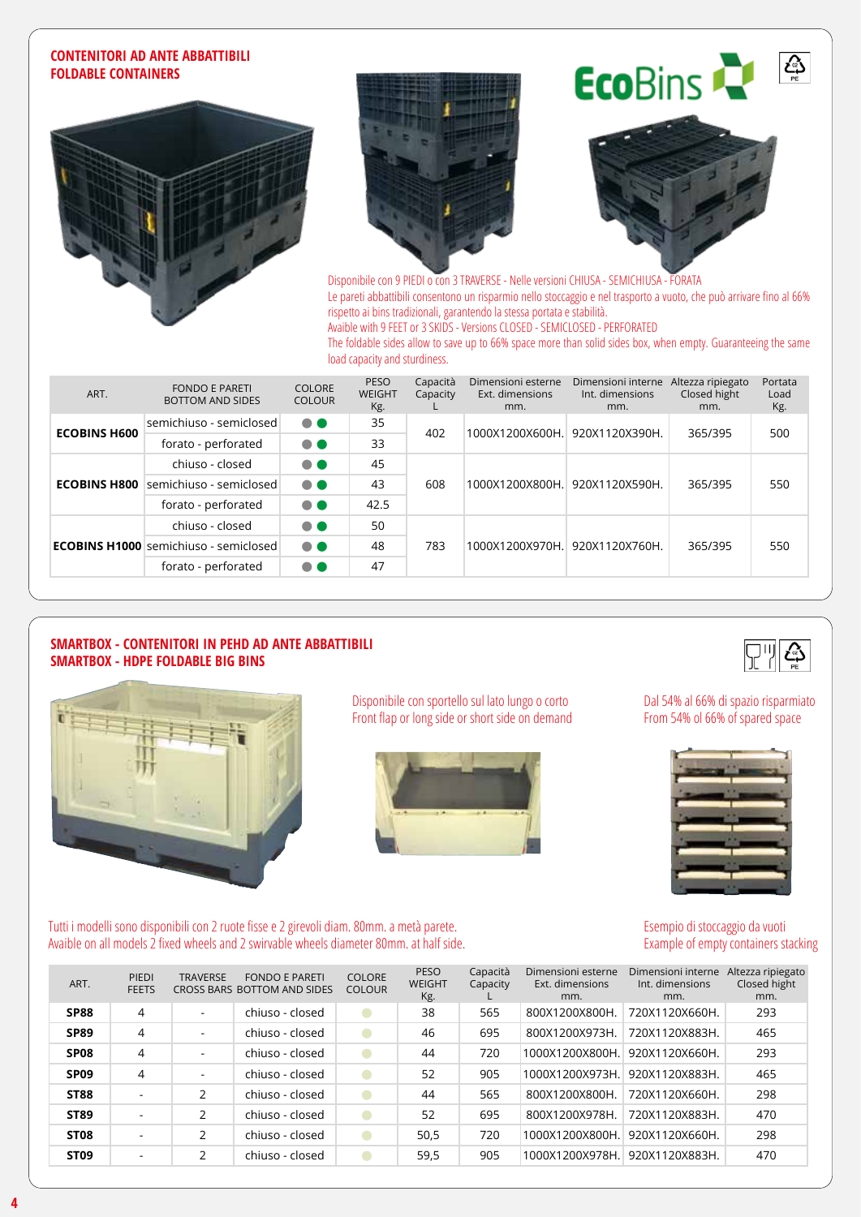## CONTENITORI AD ANTE ABBATTIBILI
## FOLDABLE CONTAINERS

EcoBins

Disponibile con 9 PIEDI o con 3 TRAVERSE - Nelle versioni CHIUSA - SEMICHIUSA - FORATA
Le pareti abbattibili consentono un risparmio nello stoccaggio e nel trasporto a vuoto, che può arrivare fino al 66% rispetto ai bins tradizionali, garantendo la stessa portata e stabilità.
Avaible with 9 FEET or 3 SKIDS - Versions CLOSED - SEMICLOSED - PERFORATED
The foldable sides allow to save up to 66% space more than solid sides box, when empty. Guaranteeing the same load capacity and sturdiness.

| ART. | FONDO E PARETI BOTTOM AND SIDES | COLORE COLOUR | PESO WEIGHT Kg. | Capacità Capacity L | Dimensioni esterne Ext. dimensions mm. | Dimensioni interne Int. dimensions mm. | Altezza ripiegato Closed hight mm. | Portata Load Kg. |
|---|---|---|---|---|---|---|---|---|
| **ECOBINS H600** | semichiuso - semiclosed | ● ● | 35 | 402 | 1000X1200X600H. | 920X1120X390H. | 365/395 | 500 |
| | forato - perforated | ● ● | 33 | | | | | |
| **ECOBINS H800** | chiuso - closed | ● ● | 45 | 608 | 1000X1200X800H. | 920X1120X590H. | 365/395 | 550 |
| | semichiuso - semiclosed | ● ● | 43 | | | | | |
| | forato - perforated | ● ● | 42.5 | | | | | |
| **ECOBINS H1000** | chiuso - closed | ● ● | 50 | 783 | 1000X1200X970H. | 920X1120X760H. | 365/395 | 550 |
| | semichiuso - semiclosed | ● ● | 48 | | | | | |
| | forato - perforated | ● ● | 47 | | | | | |

## SMARTBOX - CONTENITORI IN PEHD AD ANTE ABBATTIBILI
## SMARTBOX - HDPE FOLDABLE BIG BINS

Disponibile con sportello sul lato lungo o corto
Front flap or long side or short side on demand

Dal 54% al 66% di spazio risparmiato
From 54% ol 66% of spared space

Tutti i modelli sono disponibili con 2 ruote fisse e 2 girevoli diam. 80mm. a metà parete.
Avaible on all models 2 fixed wheels and 2 swirvable wheels diameter 80mm. at half side.

Esempio di stoccaggio da vuoti
Example of empty containers stacking

| ART. | PIEDI FEETS | TRAVERSE CROSS BARS | FONDO E PARETI BOTTOM AND SIDES | COLORE COLOUR | PESO WEIGHT Kg. | Capacità Capacity L | Dimensioni esterne Ext. dimensions mm. | Dimensioni interne Int. dimensions mm. | Altezza ripiegato Closed hight mm. |
|---|---|---|---|---|---|---|---|---|---|
| **SP88** | 4 | - | chiuso - closed | ● | 38 | 565 | 800X1200X800H. | 720X1120X660H. | 293 |
| **SP89** | 4 | - | chiuso - closed | ● | 46 | 695 | 800X1200X973H. | 720X1120X883H. | 465 |
| **SP08** | 4 | - | chiuso - closed | ● | 44 | 720 | 1000X1200X800H. | 920X1120X660H. | 293 |
| **SP09** | 4 | - | chiuso - closed | ● | 52 | 905 | 1000X1200X973H. | 920X1120X883H. | 465 |
| **ST88** | - | 2 | chiuso - closed | ● | 44 | 565 | 800X1200X800H. | 720X1120X660H. | 298 |
| **ST89** | - | 2 | chiuso - closed | ● | 52 | 695 | 800X1200X978H. | 720X1120X883H. | 470 |
| **ST08** | - | 2 | chiuso - closed | ● | 50,5 | 720 | 1000X1200X800H. | 920X1120X660H. | 298 |
| **ST09** | - | 2 | chiuso - closed | ● | 59,5 | 905 | 1000X1200X978H. | 920X1120X883H. | 470 |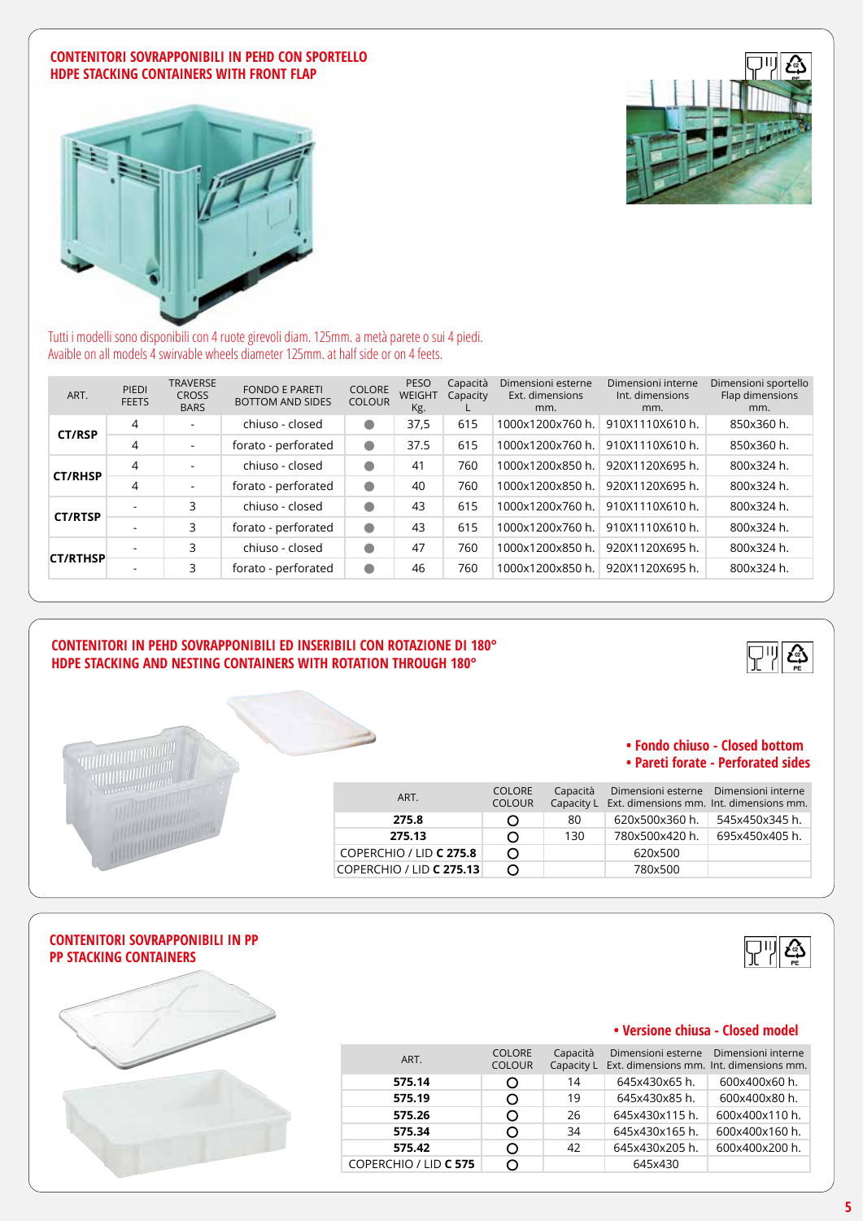## CONTENITORI SOVRAPPONIBILI IN PEHD CON SPORTELLO
## HDPE STACKING CONTAINERS WITH FRONT FLAP

Tutti i modelli sono disponibili con 4 ruote girevoli diam. 125mm. a metà parete o sui 4 piedi.
Avaible on all models 4 swirvable wheels diameter 125mm. at half side or on 4 feets.

| ART. | PIEDI FEETS | TRAVERSE CROSS BARS | FONDO E PARETI BOTTOM AND SIDES | COLORE COLOUR | PESO WEIGHT Kg. | Capacità Capacity L | Dimensioni esterne Ext. dimensions mm. | Dimensioni interne Int. dimensions mm. | Dimensioni sportello Flap dimensions mm. |
|---|---|---|---|---|---|---|---|---|---|
| **CT/RSP** | 4 | - | chiuso - closed | ● | 37,5 | 615 | 1000x1200x760 h. | 910X1110X610 h. | 850x360 h. |
| | 4 | - | forato - perforated | ● | 37.5 | 615 | 1000x1200x760 h. | 910X1110X610 h. | 850x360 h. |
| **CT/RHSP** | 4 | - | chiuso - closed | ● | 41 | 760 | 1000x1200x850 h. | 920X1120X695 h. | 800x324 h. |
| | 4 | - | forato - perforated | ● | 40 | 760 | 1000x1200x850 h. | 920X1120X695 h. | 800x324 h. |
| **CT/RTSP** | - | 3 | chiuso - closed | ● | 43 | 615 | 1000x1200x760 h. | 910X1110X610 h. | 800x324 h. |
| | - | 3 | forato - perforated | ● | 43 | 615 | 1000x1200x760 h. | 910X1110X610 h. | 800x324 h. |
| **CT/RTHSP** | - | 3 | chiuso - closed | ● | 47 | 760 | 1000x1200x850 h. | 920X1120X695 h. | 800x324 h. |
| | - | 3 | forato - perforated | ● | 46 | 760 | 1000x1200x850 h. | 920X1120X695 h. | 800x324 h. |

## CONTENITORI IN PEHD SOVRAPPONIBILI ED INSERIBILI CON ROTAZIONE DI 180°
## HDPE STACKING AND NESTING CONTAINERS WITH ROTATION THROUGH 180°

- **Fondo chiuso - Closed bottom**
- **Pareti forate - Perforated sides**

| ART. | COLORE COLOUR | Capacità Capacity L | Dimensioni esterne Ext. dimensions mm. | Dimensioni interne Int. dimensions mm. |
|---|---|---|---|---|
| **275.8** | ○ | 80 | 620x500x360 h. | 545x450x345 h. |
| **275.13** | ○ | 130 | 780x500x420 h. | 695x450x405 h. |
| COPERCHIO / LID **C 275.8** | ○ | | 620x500 | |
| COPERCHIO / LID **C 275.13** | ○ | | 780x500 | |

## CONTENITORI SOVRAPPONIBILI IN PP
## PP STACKING CONTAINERS

- **Versione chiusa - Closed model**

| ART. | COLORE COLOUR | Capacità Capacity L | Dimensioni esterne Ext. dimensions mm. | Dimensioni interne Int. dimensions mm. |
|---|---|---|---|---|
| **575.14** | ○ | 14 | 645x430x65 h. | 600x400x60 h. |
| **575.19** | ○ | 19 | 645x430x85 h. | 600x400x80 h. |
| **575.26** | ○ | 26 | 645x430x115 h. | 600x400x110 h. |
| **575.34** | ○ | 34 | 645x430x165 h. | 600x400x160 h. |
| **575.42** | ○ | 42 | 645x430x205 h. | 600x400x200 h. |
| COPERCHIO / LID **C 575** | ○ | | 645x430 | |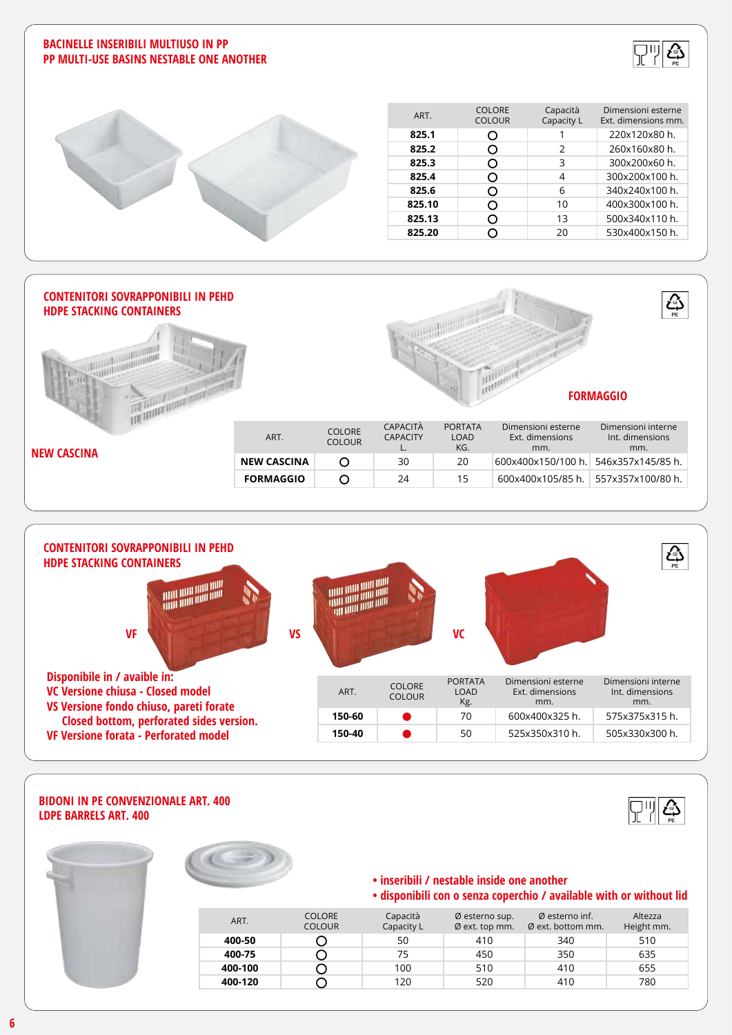## BACINELLE INSERIBILI MULTIUSO IN PP
## PP MULTI-USE BASINS NESTABLE ONE ANOTHER

| ART. | COLORE COLOUR | Capacità Capacity L | Dimensioni esterne Ext. dimensions mm. |
|---|---|---|---|
| **825.1** | ○ | 1 | 220x120x80 h. |
| **825.2** | ○ | 2 | 260x160x80 h. |
| **825.3** | ○ | 3 | 300x200x60 h. |
| **825.4** | ○ | 4 | 300x200x100 h. |
| **825.6** | ○ | 6 | 340x240x100 h. |
| **825.10** | ○ | 10 | 400x300x100 h. |
| **825.13** | ○ | 13 | 500x340x110 h. |
| **825.20** | ○ | 20 | 530x400x150 h. |

## CONTENITORI SOVRAPPONIBILI IN PEHD
## HDPE STACKING CONTAINERS

NEW CASCINA

FORMAGGIO

| ART. | COLORE COLOUR | CAPACITÀ CAPACITY L. | PORTATA LOAD KG. | Dimensioni esterne Ext. dimensions mm. | Dimensioni interne Int. dimensions mm. |
|---|---|---|---|---|---|
| **NEW CASCINA** | ○ | 30 | 20 | 600x400x150/100 h. | 546x357x145/85 h. |
| **FORMAGGIO** | ○ | 24 | 15 | 600x400x105/85 h. | 557x357x100/80 h. |

## CONTENITORI SOVRAPPONIBILI IN PEHD
## HDPE STACKING CONTAINERS

VF VS VC

**Disponibile in / avaible in:**
**VC Versione chiusa - Closed model**
**VS Versione fondo chiuso, pareti forate Closed bottom, perforated sides version.**
**VF Versione forata - Perforated model**

| ART. | COLORE COLOUR | PORTATA LOAD Kg. | Dimensioni esterne Ext. dimensions mm. | Dimensioni interne Int. dimensions mm. |
|---|---|---|---|---|
| **150-60** | ● | 70 | 600x400x325 h. | 575x375x315 h. |
| **150-40** | ● | 50 | 525x350x310 h. | 505x330x300 h. |

## BIDONI IN PE CONVENZIONALE ART. 400
## LDPE BARRELS ART. 400

- **inseribili / nestable inside one another**
- **disponibili con o senza coperchio / available with or without lid**

| ART. | COLORE COLOUR | Capacità Capacity L | Ø esterno sup. Ø ext. top mm. | Ø esterno inf. Ø ext. bottom mm. | Altezza Height mm. |
|---|---|---|---|---|---|
| **400-50** | ○ | 50 | 410 | 340 | 510 |
| **400-75** | ○ | 75 | 450 | 350 | 635 |
| **400-100** | ○ | 100 | 510 | 410 | 655 |
| **400-120** | ○ | 120 | 520 | 410 | 780 |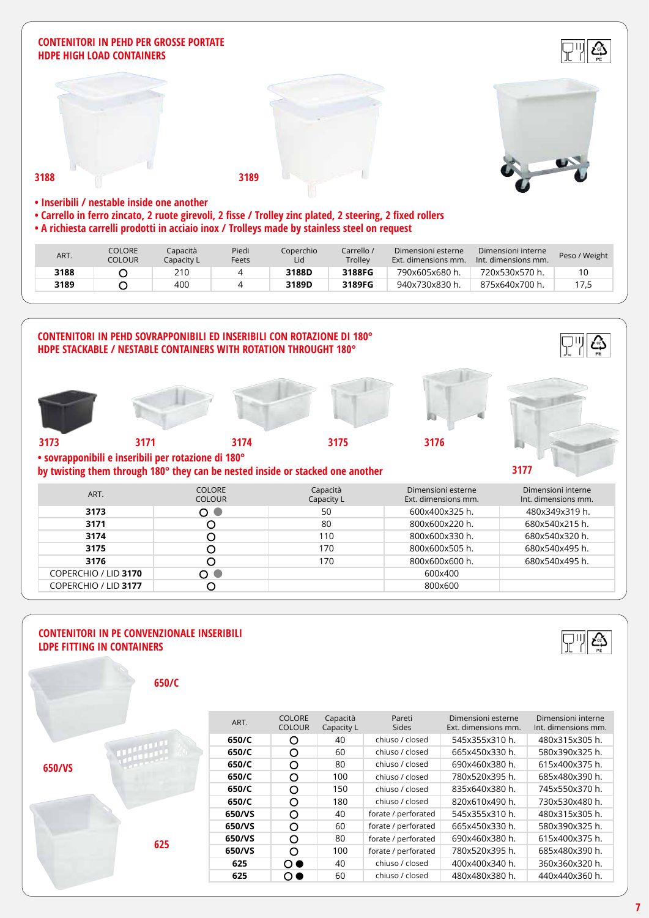## CONTENITORI IN PEHD PER GROSSE PORTATE
## HDPE HIGH LOAD CONTAINERS

3188

3189

- **Inseribili / nestable inside one another**
- **Carrello in ferro zincato, 2 ruote girevoli, 2 fisse / Trolley zinc plated, 2 steering, 2 fixed rollers**
- **A richiesta carrelli prodotti in acciaio inox / Trolleys made by stainless steel on request**

| ART. | COLORE COLOUR | Capacità Capacity L | Piedi Feets | Coperchio Lid | Carrello / Trolley | Dimensioni esterne Ext. dimensions mm. | Dimensioni interne Int. dimensions mm. | Peso / Weight |
|---|---|---|---|---|---|---|---|---|
| **3188** | ○ | 210 | 4 | **3188D** | **3188FG** | 790x605x680 h. | 720x530x570 h. | 10 |
| **3189** | ○ | 400 | 4 | **3189D** | **3189FG** | 940x730x830 h. | 875x640x700 h. | 17,5 |

## CONTENITORI IN PEHD SOVRAPPONIBILI ED INSERIBILI CON ROTAZIONE DI 180°
## HDPE STACKABLE / NESTABLE CONTAINERS WITH ROTATION THROUGHT 180°

3173 3171 3174 3175 3176 3177

- **sovrapponibili e inseribili per rotazione di 180°**
**by twisting them through 180° they can be nested inside or stacked one another**

| ART. | COLORE COLOUR | Capacità Capacity L | Dimensioni esterne Ext. dimensions mm. | Dimensioni interne Int. dimensions mm. |
|---|---|---|---|---|
| **3173** | ○ ● | 50 | 600x400x325 h. | 480x349x319 h. |
| **3171** | ○ | 80 | 800x600x220 h. | 680x540x215 h. |
| **3174** | ○ | 110 | 800x600x330 h. | 680x540x320 h. |
| **3175** | ○ | 170 | 800x600x505 h. | 680x540x495 h. |
| **3176** | ○ | 170 | 800x600x600 h. | 680x540x495 h. |
| COPERCHIO / LID **3170** | ○ ● | | 600x400 | |
| COPERCHIO / LID **3177** | ○ | | 800x600 | |

## CONTENITORI IN PE CONVENZIONALE INSERIBILI
## LDPE FITTING IN CONTAINERS

650/C

650/VS

625

| ART. | COLORE COLOUR | Capacità Capacity L | Pareti Sides | Dimensioni esterne Ext. dimensions mm. | Dimensioni interne Int. dimensions mm. |
|---|---|---|---|---|---|
| **650/C** | ○ | 40 | chiuso / closed | 545x355x310 h. | 480x315x305 h. |
| **650/C** | ○ | 60 | chiuso / closed | 665x450x330 h. | 580x390x325 h. |
| **650/C** | ○ | 80 | chiuso / closed | 690x460x380 h. | 615x400x375 h. |
| **650/C** | ○ | 100 | chiuso / closed | 780x520x395 h. | 685x480x390 h. |
| **650/C** | ○ | 150 | chiuso / closed | 835x640x380 h. | 745x550x370 h. |
| **650/C** | ○ | 180 | chiuso / closed | 820x610x490 h. | 730x530x480 h. |
| **650/VS** | ○ | 40 | forate / perforated | 545x355x310 h. | 480x315x305 h. |
| **650/VS** | ○ | 60 | forate / perforated | 665x450x330 h. | 580x390x325 h. |
| **650/VS** | ○ | 80 | forate / perforated | 690x460x380 h. | 615x400x375 h. |
| **650/VS** | ○ | 100 | forate / perforated | 780x520x395 h. | 685x480x390 h. |
| **625** | ○ ● | 40 | chiuso / closed | 400x400x340 h. | 360x360x320 h. |
| **625** | ○ ● | 60 | chiuso / closed | 480x480x380 h. | 440x440x360 h. |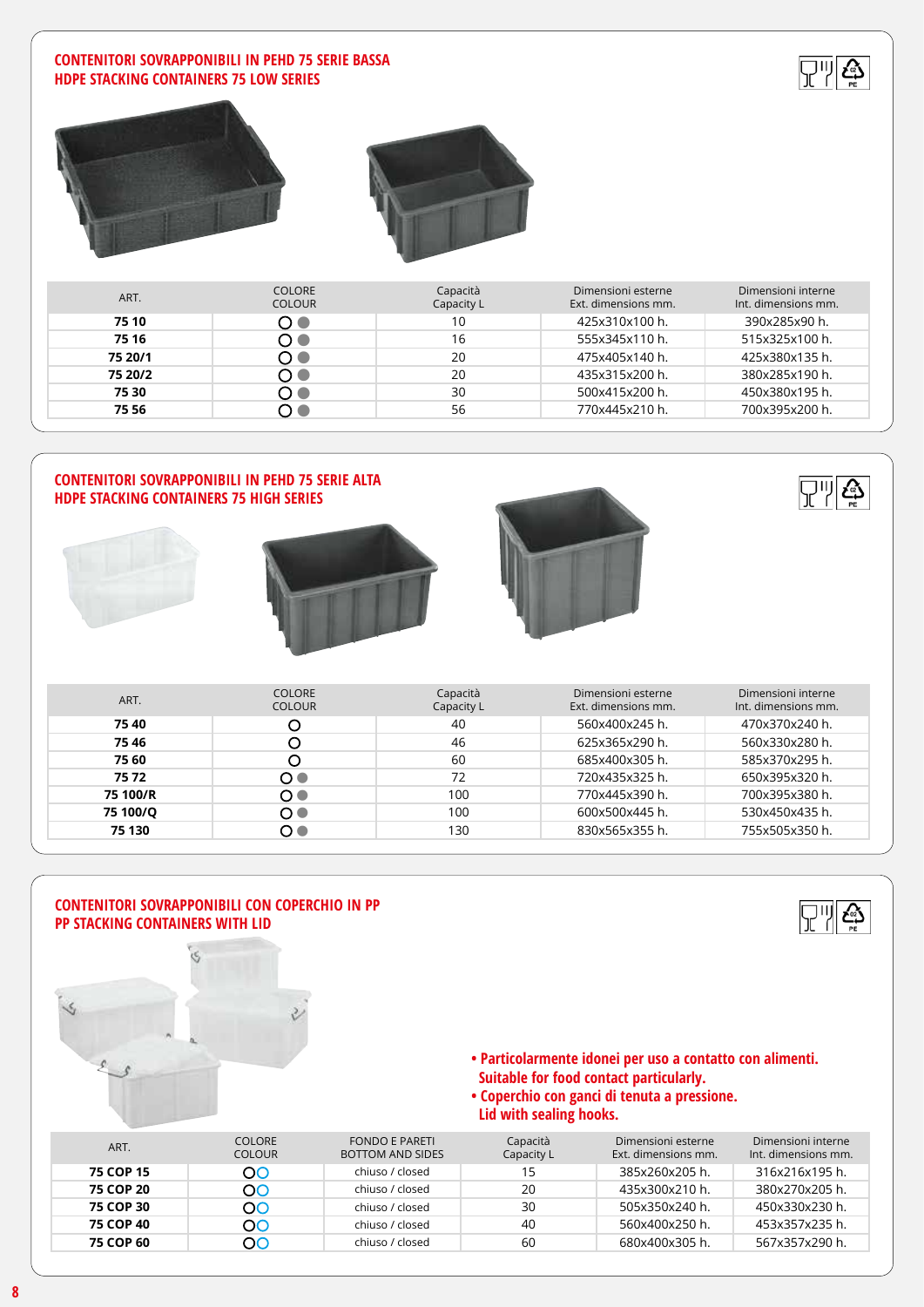## CONTENITORI SOVRAPPONIBILI IN PEHD 75 SERIE BASSA
## HDPE STACKING CONTAINERS 75 LOW SERIES

| ART. | COLORE COLOUR | Capacità Capacity L | Dimensioni esterne Ext. dimensions mm. | Dimensioni interne Int. dimensions mm. |
|---|---|---|---|---|
| **75 10** | ○ ● | 10 | 425x310x100 h. | 390x285x90 h. |
| **75 16** | ○ ● | 16 | 555x345x110 h. | 515x325x100 h. |
| **75 20/1** | ○ ● | 20 | 475x405x140 h. | 425x380x135 h. |
| **75 20/2** | ○ ● | 20 | 435x315x200 h. | 380x285x190 h. |
| **75 30** | ○ ● | 30 | 500x415x200 h. | 450x380x195 h. |
| **75 56** | ○ ● | 56 | 770x445x210 h. | 700x395x200 h. |

## CONTENITORI SOVRAPPONIBILI IN PEHD 75 SERIE ALTA
## HDPE STACKING CONTAINERS 75 HIGH SERIES

| ART. | COLORE COLOUR | Capacità Capacity L | Dimensioni esterne Ext. dimensions mm. | Dimensioni interne Int. dimensions mm. |
|---|---|---|---|---|
| **75 40** | ○ | 40 | 560x400x245 h. | 470x370x240 h. |
| **75 46** | ○ | 46 | 625x365x290 h. | 560x330x280 h. |
| **75 60** | ○ | 60 | 685x400x305 h. | 585x370x295 h. |
| **75 72** | ○ ● | 72 | 720x435x325 h. | 650x395x320 h. |
| **75 100/R** | ○ ● | 100 | 770x445x390 h. | 700x395x380 h. |
| **75 100/Q** | ○ ● | 100 | 600x500x445 h. | 530x450x435 h. |
| **75 130** | ○ ● | 130 | 830x565x355 h. | 755x505x350 h. |

## CONTENITORI SOVRAPPONIBILI CON COPERCHIO IN PP
## PP STACKING CONTAINERS WITH LID

- **Particolarmente idonei per uso a contatto con alimenti. Suitable for food contact particularly.**
- **Coperchio con ganci di tenuta a pressione. Lid with sealing hooks.**

| ART. | COLORE COLOUR | FONDO E PARETI BOTTOM AND SIDES | Capacità Capacity L | Dimensioni esterne Ext. dimensions mm. | Dimensioni interne Int. dimensions mm. |
|---|---|---|---|---|---|
| **75 COP 15** | ○○ | chiuso / closed | 15 | 385x260x205 h. | 316x216x195 h. |
| **75 COP 20** | ○○ | chiuso / closed | 20 | 435x300x210 h. | 380x270x205 h. |
| **75 COP 30** | ○○ | chiuso / closed | 30 | 505x350x240 h. | 450x330x230 h. |
| **75 COP 40** | ○○ | chiuso / closed | 40 | 560x400x250 h. | 453x357x235 h. |
| **75 COP 60** | ○○ | chiuso / closed | 60 | 680x400x305 h. | 567x357x290 h. |